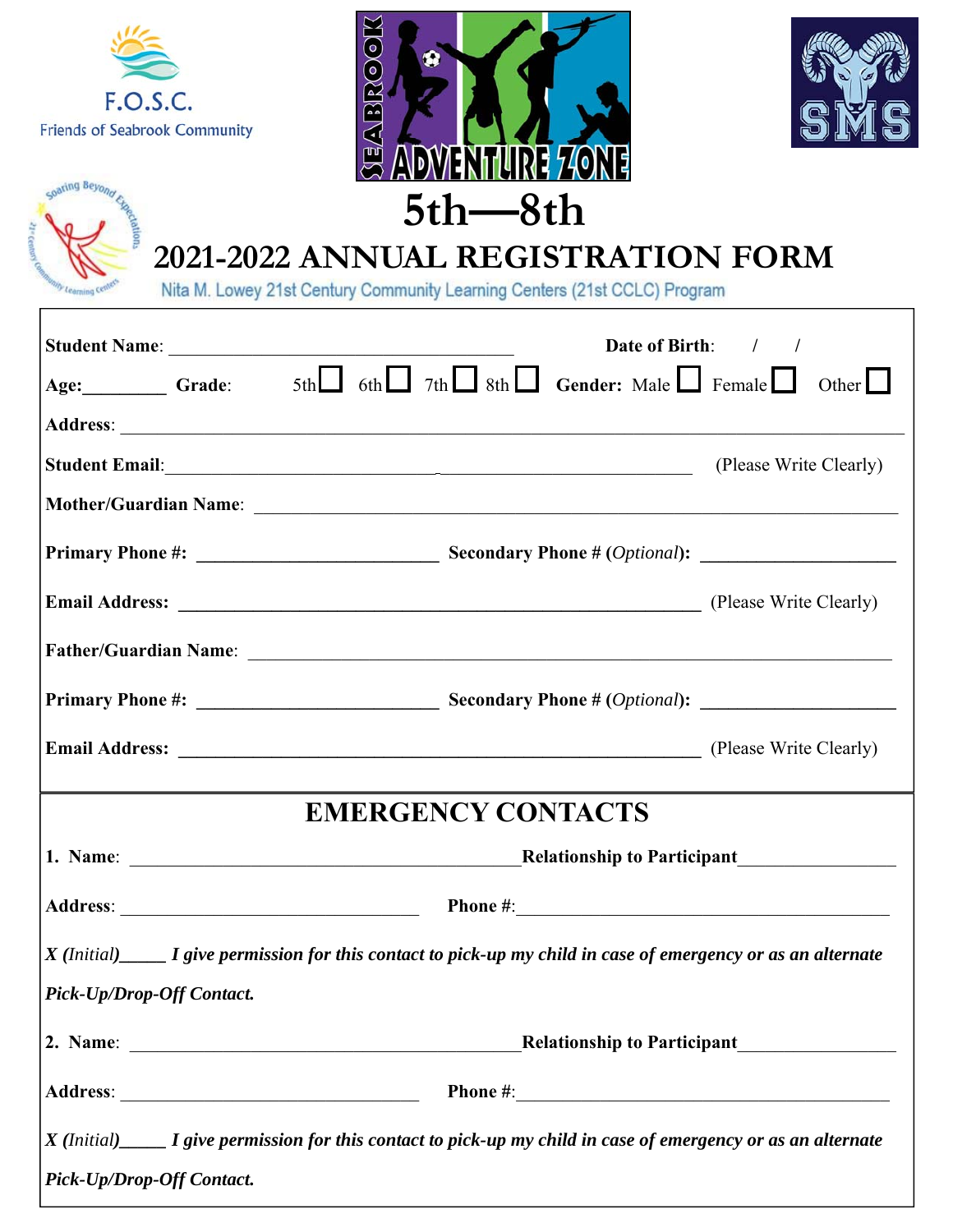F.O.S.C.
Friends of Seabrook Community

SEABROOK ADVENTURE ZONE

SMS

Soaring Beyond Expectations — 21st Century Community Learning Centers

# 5th—8th

# 2021-2022 ANNUAL REGISTRATION FORM

Nita M. Lowey 21st Century Community Learning Centers (21st CCLC) Program

**Student Name**: ______________________________________ **Date of Birth**: / /

**Age:**_________ **Grade**: 5th ☐ 6th ☐ 7th ☐ 8th ☐ **Gender:** Male ☐ Female ☐ Other ☐

**Address**: ____________________________________________________________________________

**Student Email**:_______________________________________________________ (Please Write Clearly)

**Mother/Guardian Name**: ________________________________________________________________

**Primary Phone #:** ________________________ **Secondary Phone # (*Optional*):** ____________________

**Email Address:** ____________________________________________________ (Please Write Clearly)

**Father/Guardian Name**: ________________________________________________________________

**Primary Phone #:** ________________________ **Secondary Phone # (*Optional*):** ____________________

**Email Address:** ____________________________________________________ (Please Write Clearly)

## EMERGENCY CONTACTS

**1. Name**: __________________________________________ **Relationship to Participant**________________

**Address**: ________________________________ **Phone #**:________________________________________

***X (Initial)_____ I give permission for this contact to pick-up my child in case of emergency or as an alternate Pick-Up/Drop-Off Contact.***

**2. Name**: __________________________________________ **Relationship to Participant**________________

**Address**: ________________________________ **Phone #**:________________________________________

***X (Initial)_____ I give permission for this contact to pick-up my child in case of emergency or as an alternate Pick-Up/Drop-Off Contact.***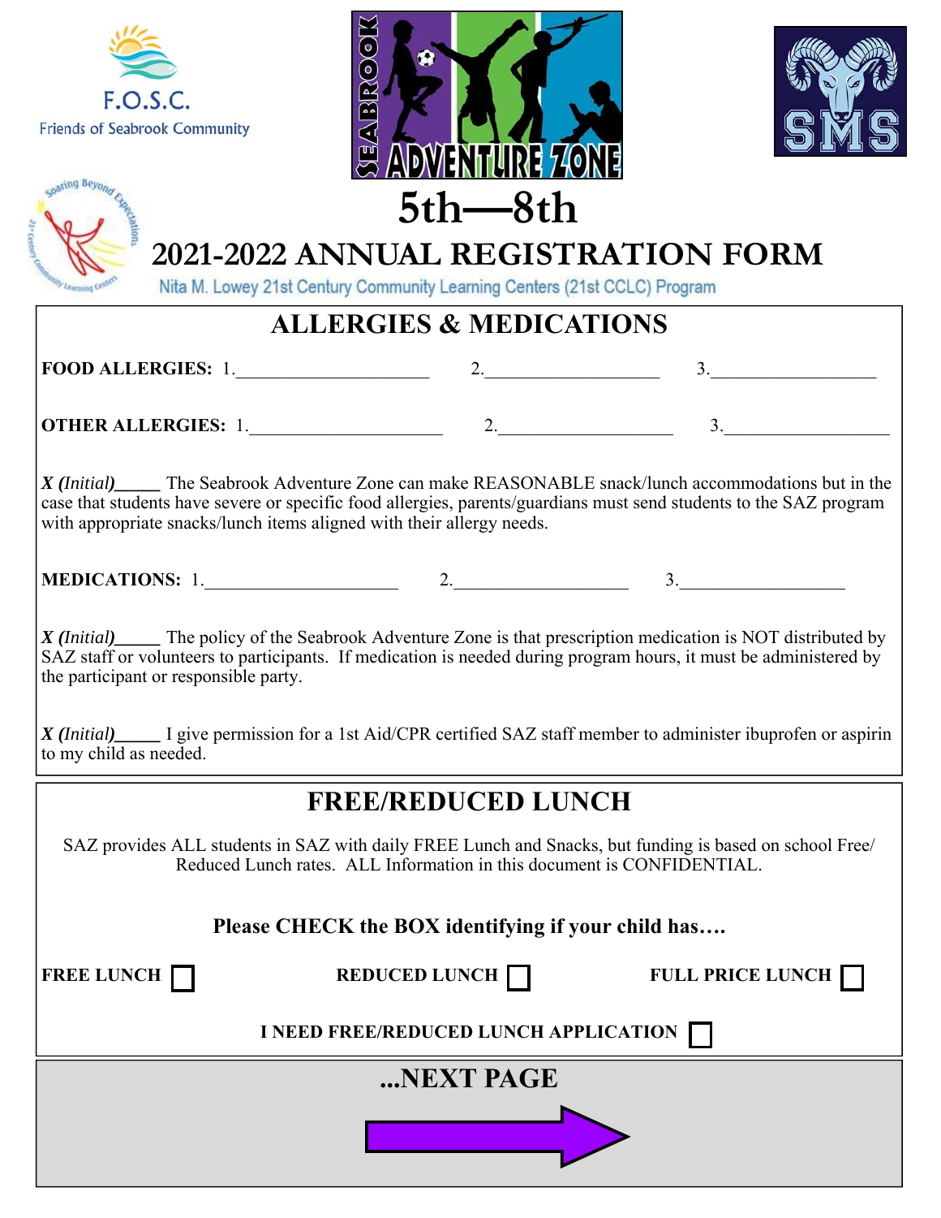F.O.S.C.
Friends of Seabrook Community

SEABROOK ADVENTURE ZONE

SMS

Soaring Beyond Expectations — 21st Century Community Learning Centers

# 5th—8th

# 2021-2022 ANNUAL REGISTRATION FORM

Nita M. Lowey 21st Century Community Learning Centers (21st CCLC) Program

## ALLERGIES & MEDICATIONS

**FOOD ALLERGIES:** 1.____________________ 2.__________________ 3.__________________

**OTHER ALLERGIES:** 1.____________________ 2.__________________ 3.__________________

***X (Initial)_____*** The Seabrook Adventure Zone can make REASONABLE snack/lunch accommodations but in the case that students have severe or specific food allergies, parents/guardians must send students to the SAZ program with appropriate snacks/lunch items aligned with their allergy needs.

**MEDICATIONS:** 1.____________________ 2.__________________ 3.__________________

***X (Initial)_____*** The policy of the Seabrook Adventure Zone is that prescription medication is NOT distributed by SAZ staff or volunteers to participants. If medication is needed during program hours, it must be administered by the participant or responsible party.

***X (Initial)_____*** I give permission for a 1st Aid/CPR certified SAZ staff member to administer ibuprofen or aspirin to my child as needed.

## FREE/REDUCED LUNCH

SAZ provides ALL students in SAZ with daily FREE Lunch and Snacks, but funding is based on school Free/Reduced Lunch rates. ALL Information in this document is CONFIDENTIAL.

**Please CHECK the BOX identifying if your child has….**

**FREE LUNCH** ☐ **REDUCED LUNCH** ☐ **FULL PRICE LUNCH** ☐

**I NEED FREE/REDUCED LUNCH APPLICATION** ☐

## ...NEXT PAGE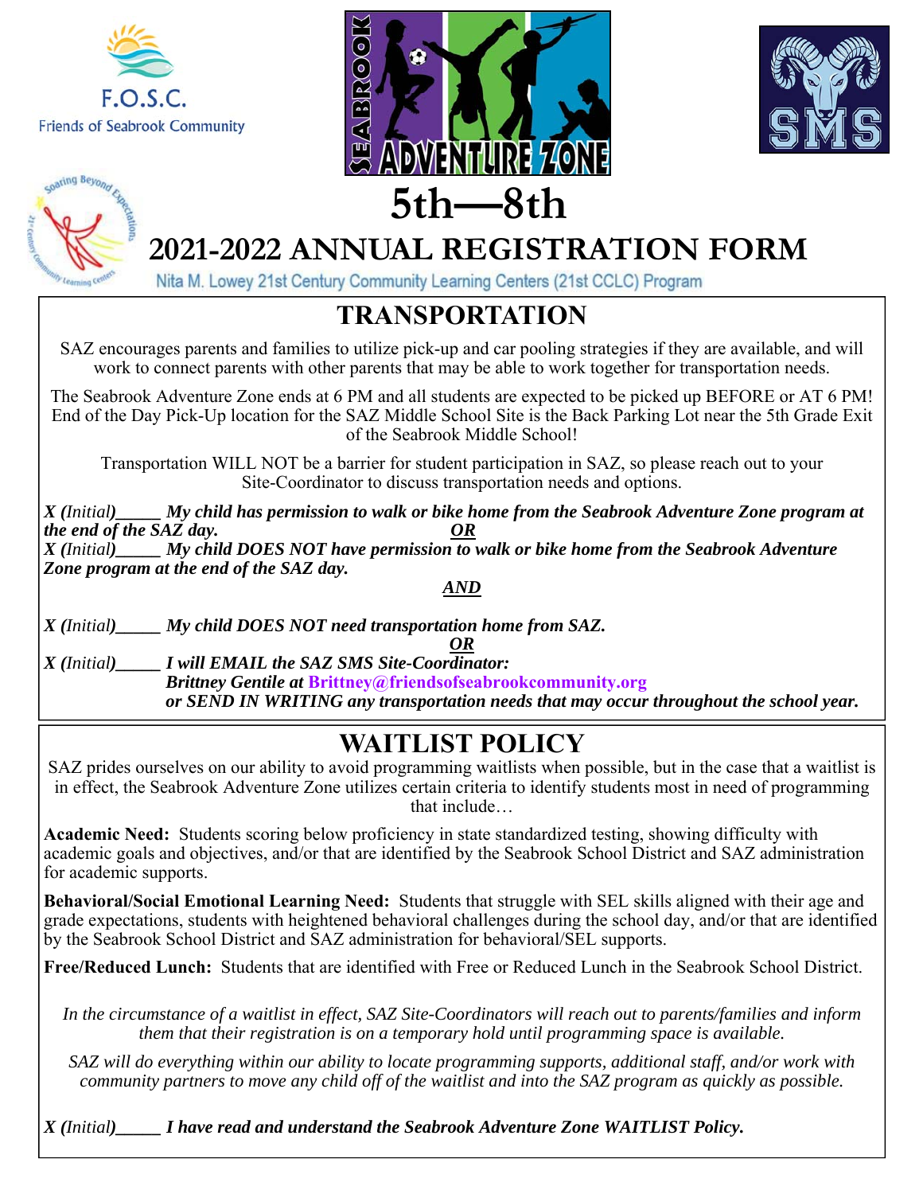5th—8th

# 2021-2022 ANNUAL REGISTRATION FORM

Nita M. Lowey 21st Century Community Learning Centers (21st CCLC) Program

## TRANSPORTATION

SAZ encourages parents and families to utilize pick-up and car pooling strategies if they are available, and will work to connect parents with other parents that may be able to work together for transportation needs.

The Seabrook Adventure Zone ends at 6 PM and all students are expected to be picked up BEFORE or AT 6 PM! End of the Day Pick-Up location for the SAZ Middle School Site is the Back Parking Lot near the 5th Grade Exit of the Seabrook Middle School!

Transportation WILL NOT be a barrier for student participation in SAZ, so please reach out to your Site-Coordinator to discuss transportation needs and options.

***X** (Initial)_____ **My child has permission to walk or bike home from the Seabrook Adventure Zone program at the end of the SAZ day.***

***OR***

***X** (Initial)_____ **My child DOES NOT have permission to walk or bike home from the Seabrook Adventure Zone program at the end of the SAZ day.***

***AND***

***X** (Initial)_____ **My child DOES NOT need transportation home from SAZ.***

***OR***

***X** (Initial)_____ **I will EMAIL the SAZ SMS Site-Coordinator: Brittney Gentile at Brittney@friendsofseabrookcommunity.org or SEND IN WRITING any transportation needs that may occur throughout the school year.***

## WAITLIST POLICY

SAZ prides ourselves on our ability to avoid programming waitlists when possible, but in the case that a waitlist is in effect, the Seabrook Adventure Zone utilizes certain criteria to identify students most in need of programming that include…

**Academic Need:** Students scoring below proficiency in state standardized testing, showing difficulty with academic goals and objectives, and/or that are identified by the Seabrook School District and SAZ administration for academic supports.

**Behavioral/Social Emotional Learning Need:** Students that struggle with SEL skills aligned with their age and grade expectations, students with heightened behavioral challenges during the school day, and/or that are identified by the Seabrook School District and SAZ administration for behavioral/SEL supports.

**Free/Reduced Lunch:** Students that are identified with Free or Reduced Lunch in the Seabrook School District.

*In the circumstance of a waitlist in effect, SAZ Site-Coordinators will reach out to parents/families and inform them that their registration is on a temporary hold until programming space is available.*

*SAZ will do everything within our ability to locate programming supports, additional staff, and/or work with community partners to move any child off of the waitlist and into the SAZ program as quickly as possible.*

***X** (Initial)_____ **I have read and understand the Seabrook Adventure Zone WAITLIST Policy.***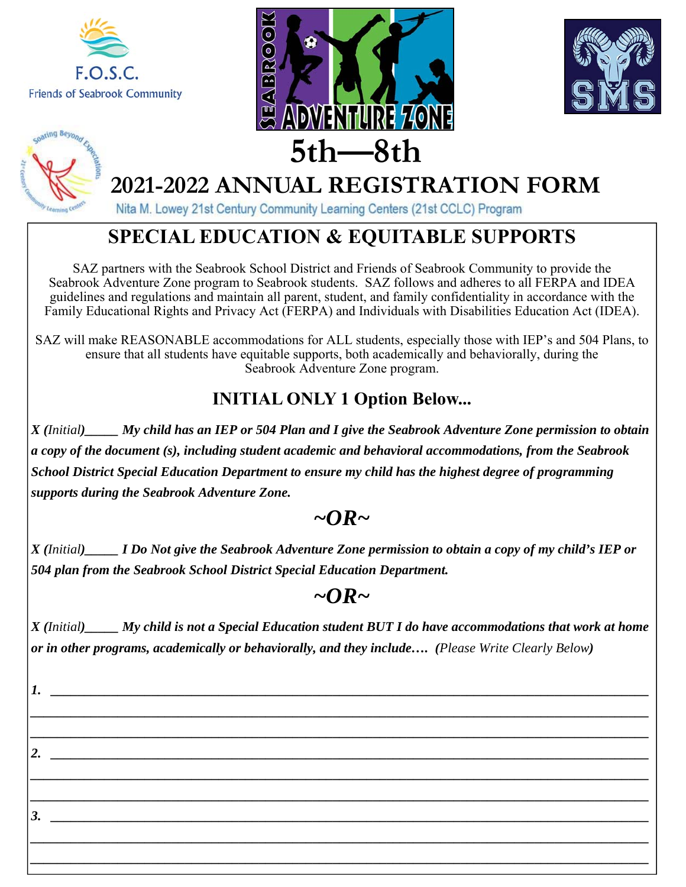F.O.S.C.
Friends of Seabrook Community

SEABROOK ADVENTURE ZONE

SMS

Soaring Beyond Expectations
21st Century Community Learning Centers

# 5th—8th

# 2021-2022 ANNUAL REGISTRATION FORM

Nita M. Lowey 21st Century Community Learning Centers (21st CCLC) Program

## SPECIAL EDUCATION & EQUITABLE SUPPORTS

SAZ partners with the Seabrook School District and Friends of Seabrook Community to provide the Seabrook Adventure Zone program to Seabrook students. SAZ follows and adheres to all FERPA and IDEA guidelines and regulations and maintain all parent, student, and family confidentiality in accordance with the Family Educational Rights and Privacy Act (FERPA) and Individuals with Disabilities Education Act (IDEA).

SAZ will make REASONABLE accommodations for ALL students, especially those with IEP's and 504 Plans, to ensure that all students have equitable supports, both academically and behaviorally, during the Seabrook Adventure Zone program.

### INITIAL ONLY 1 Option Below...

***X** (Initial)_____ **My child has an IEP or 504 Plan and I give the Seabrook Adventure Zone permission to obtain a copy of the document (s), including student academic and behavioral accommodations, from the Seabrook School District Special Education Department to ensure my child has the highest degree of programming supports during the Seabrook Adventure Zone.***

***~OR~***

***X** (Initial)_____ **I Do Not give the Seabrook Adventure Zone permission to obtain a copy of my child's IEP or 504 plan from the Seabrook School District Special Education Department.***

***~OR~***

***X** (Initial)_____ **My child is not a Special Education student BUT I do have accommodations that work at home or in other programs, academically or behaviorally, and they include….** (Please Write Clearly Below)*

***1.*** ______________________________________________________________________________

______________________________________________________________________________

______________________________________________________________________________

***2.*** ______________________________________________________________________________

______________________________________________________________________________

______________________________________________________________________________

***3.*** ______________________________________________________________________________

______________________________________________________________________________

______________________________________________________________________________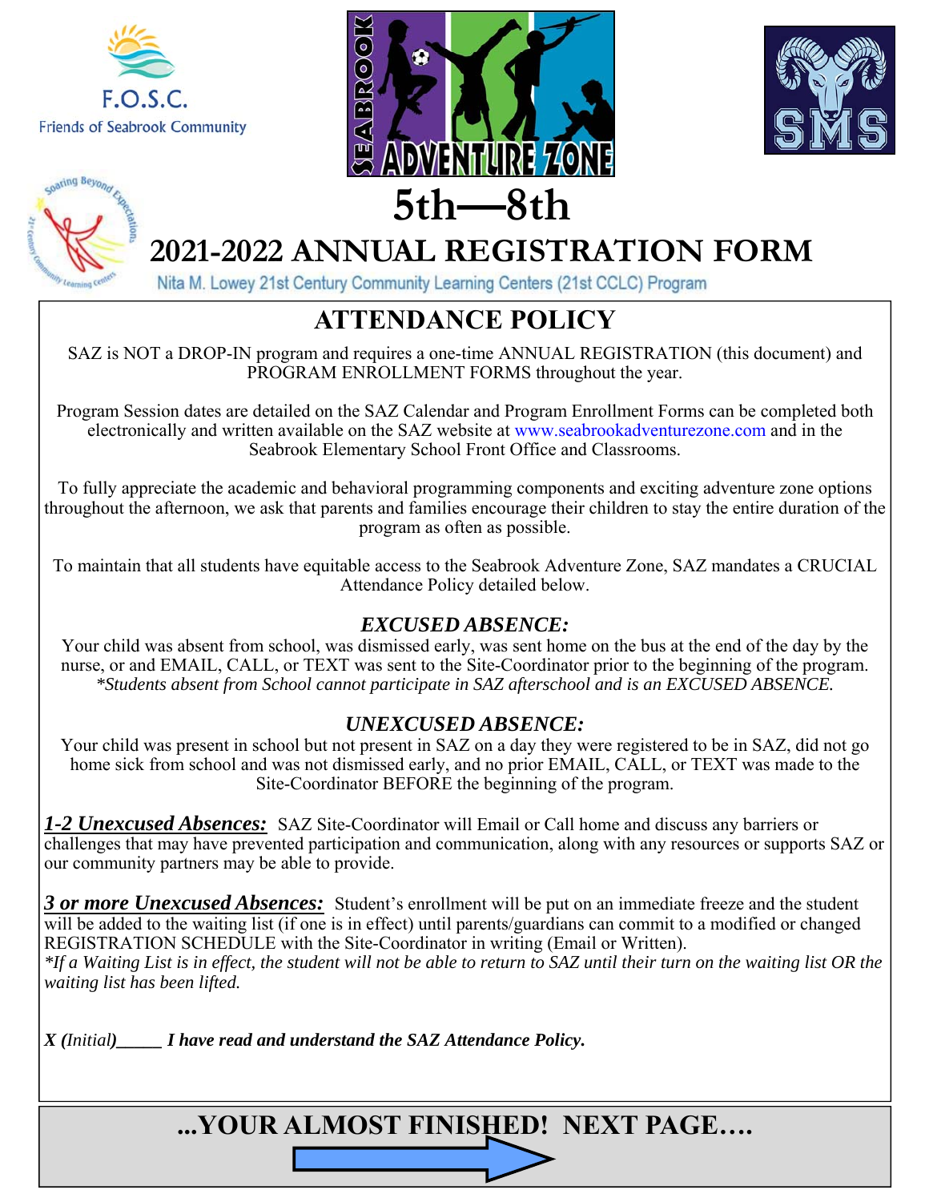F.O.S.C.
Friends of Seabrook Community

SEABROOK ADVENTURE ZONE

SMS

Soaring Beyond Expectations — 21st Century Community Learning Centers

# 5th—8th

# 2021-2022 ANNUAL REGISTRATION FORM

Nita M. Lowey 21st Century Community Learning Centers (21st CCLC) Program

## ATTENDANCE POLICY

SAZ is NOT a DROP-IN program and requires a one-time ANNUAL REGISTRATION (this document) and PROGRAM ENROLLMENT FORMS throughout the year.

Program Session dates are detailed on the SAZ Calendar and Program Enrollment Forms can be completed both electronically and written available on the SAZ website at www.seabrookadventurezone.com and in the Seabrook Elementary School Front Office and Classrooms.

To fully appreciate the academic and behavioral programming components and exciting adventure zone options throughout the afternoon, we ask that parents and families encourage their children to stay the entire duration of the program as often as possible.

To maintain that all students have equitable access to the Seabrook Adventure Zone, SAZ mandates a CRUCIAL Attendance Policy detailed below.

### *EXCUSED ABSENCE:*

Your child was absent from school, was dismissed early, was sent home on the bus at the end of the day by the nurse, or and EMAIL, CALL, or TEXT was sent to the Site-Coordinator prior to the beginning of the program.
*\*Students absent from School cannot participate in SAZ afterschool and is an EXCUSED ABSENCE.*

### *UNEXCUSED ABSENCE:*

Your child was present in school but not present in SAZ on a day they were registered to be in SAZ, did not go home sick from school and was not dismissed early, and no prior EMAIL, CALL, or TEXT was made to the Site-Coordinator BEFORE the beginning of the program.

***1-2 Unexcused Absences:*** SAZ Site-Coordinator will Email or Call home and discuss any barriers or challenges that may have prevented participation and communication, along with any resources or supports SAZ or our community partners may be able to provide.

***3 or more Unexcused Absences:*** Student's enrollment will be put on an immediate freeze and the student will be added to the waiting list (if one is in effect) until parents/guardians can commit to a modified or changed REGISTRATION SCHEDULE with the Site-Coordinator in writing (Email or Written).
*\*If a Waiting List is in effect, the student will not be able to return to SAZ until their turn on the waiting list OR the waiting list has been lifted.*

***X (Initial)_____ I have read and understand the SAZ Attendance Policy.***

**...YOUR ALMOST FINISHED! NEXT PAGE….**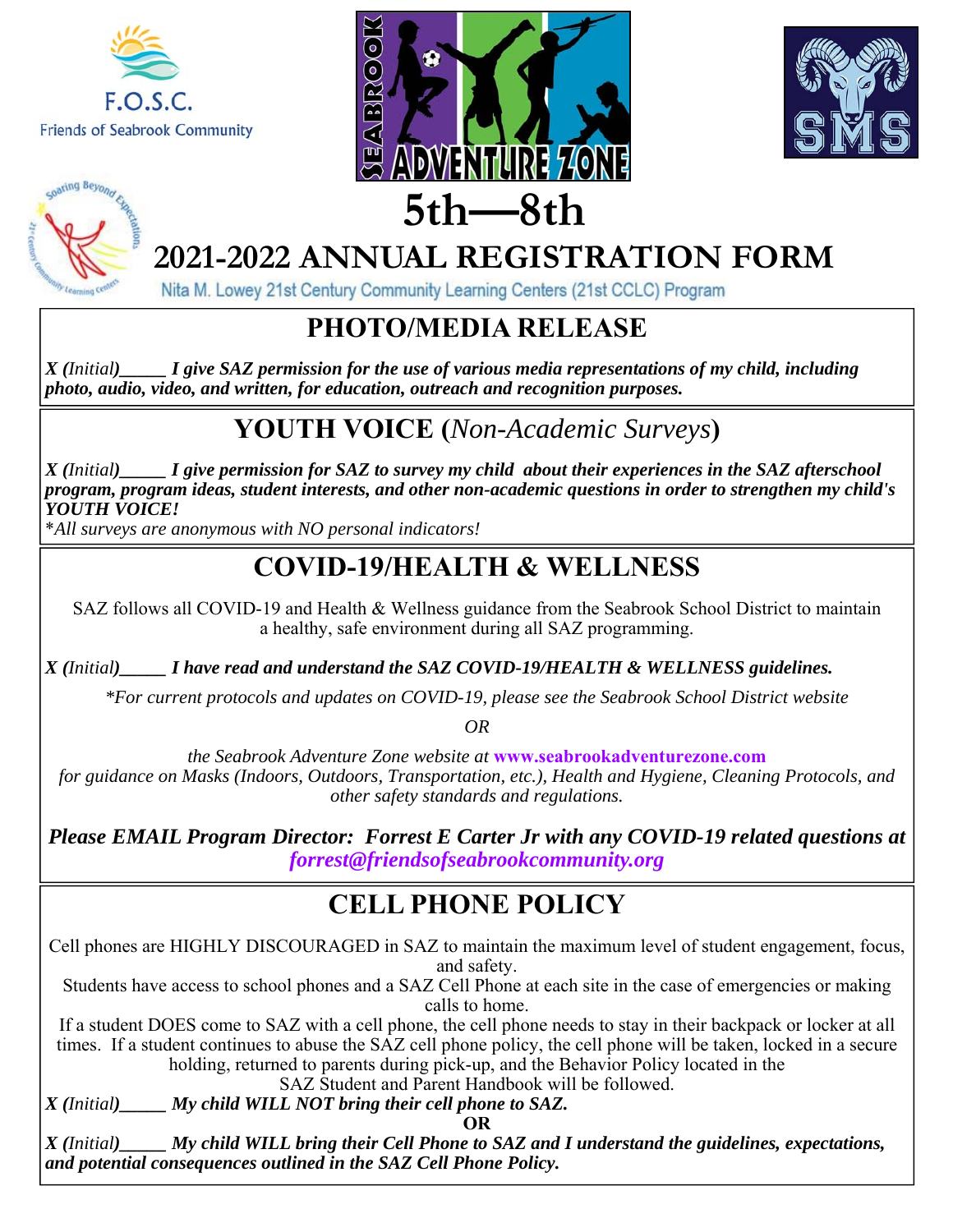F.O.S.C.
Friends of Seabrook Community

SEABROOK ADVENTURE ZONE

SMS

Soaring Beyond Expectations — 21st Century Community Learning Centers

# 5th—8th

# 2021-2022 ANNUAL REGISTRATION FORM

Nita M. Lowey 21st Century Community Learning Centers (21st CCLC) Program

## PHOTO/MEDIA RELEASE

*X (Initial)*_____ ***I give SAZ permission for the use of various media representations of my child, including photo, audio, video, and written, for education, outreach and recognition purposes.***

## YOUTH VOICE (*Non-Academic Surveys*)

*X (Initial)*_____ ***I give permission for SAZ to survey my child about their experiences in the SAZ afterschool program, program ideas, student interests, and other non-academic questions in order to strengthen my child's YOUTH VOICE!***

**All surveys are anonymous with NO personal indicators!*

## COVID-19/HEALTH & WELLNESS

SAZ follows all COVID-19 and Health & Wellness guidance from the Seabrook School District to maintain a healthy, safe environment during all SAZ programming.

*X (Initial)*_____ ***I have read and understand the SAZ COVID-19/HEALTH & WELLNESS guidelines.***

**For current protocols and updates on COVID-19, please see the Seabrook School District website*

*OR*

*the Seabrook Adventure Zone website at* **www.seabrookadventurezone.com** *for guidance on Masks (Indoors, Outdoors, Transportation, etc.), Health and Hygiene, Cleaning Protocols, and other safety standards and regulations.*

***Please EMAIL Program Director: Forrest E Carter Jr with any COVID-19 related questions at*** ***forrest@friendsofseabrookcommunity.org***

## CELL PHONE POLICY

Cell phones are HIGHLY DISCOURAGED in SAZ to maintain the maximum level of student engagement, focus, and safety.

Students have access to school phones and a SAZ Cell Phone at each site in the case of emergencies or making calls to home.

If a student DOES come to SAZ with a cell phone, the cell phone needs to stay in their backpack or locker at all times. If a student continues to abuse the SAZ cell phone policy, the cell phone will be taken, locked in a secure holding, returned to parents during pick-up, and the Behavior Policy located in the SAZ Student and Parent Handbook will be followed.

*X (Initial)*_____ ***My child WILL NOT bring their cell phone to SAZ.***

**OR**

*X (Initial)*_____ ***My child WILL bring their Cell Phone to SAZ and I understand the guidelines, expectations, and potential consequences outlined in the SAZ Cell Phone Policy.***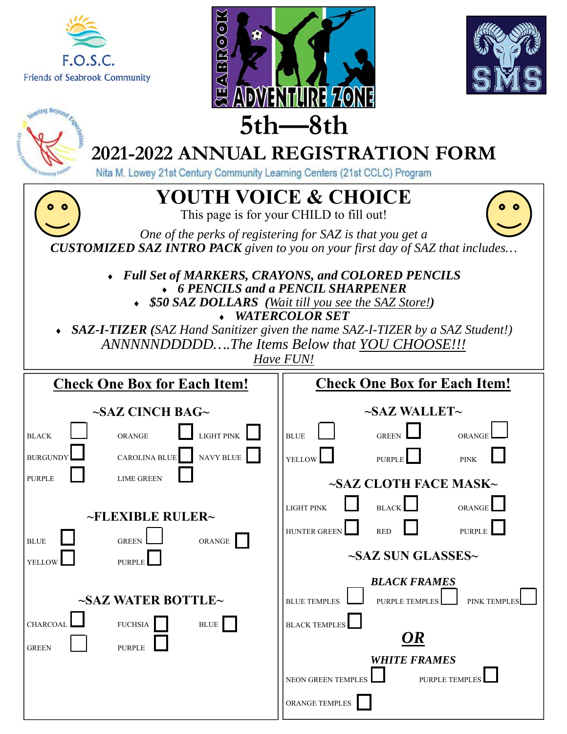F.O.S.C.
Friends of Seabrook Community

SEABROOK ADVENTURE ZONE

SMS

Soaring Beyond Expectations — 21st Century Community Learning Centers

# 5th—8th

## 2021-2022 ANNUAL REGISTRATION FORM

Nita M. Lowey 21st Century Community Learning Centers (21st CCLC) Program

## YOUTH VOICE & CHOICE

This page is for your CHILD to fill out!

*One of the perks of registering for SAZ is that you get a* ***CUSTOMIZED SAZ INTRO PACK*** *given to you on your first day of SAZ that includes…*

- ***Full Set of MARKERS, CRAYONS, and COLORED PENCILS***
- ***6 PENCILS and a PENCIL SHARPENER***
- ***$50 SAZ DOLLARS*** *(Wait till you see the SAZ Store!)*
- ***WATERCOLOR SET***
- ***SAZ-I-TIZER*** *(SAZ Hand Sanitizer given the name SAZ-I-TIZER by a SAZ Student!)*

*ANNNNNDDDDD….The Items Below that YOU CHOOSE!!!*

*Have FUN!*

### Check One Box for Each Item!

**~SAZ CINCH BAG~**

- BLACK ☐
- ORANGE ☐
- LIGHT PINK ☐
- BURGUNDY ☐
- CAROLINA BLUE ☐
- NAVY BLUE ☐
- PURPLE ☐
- LIME GREEN ☐

**~FLEXIBLE RULER~**

- BLUE ☐
- GREEN ☐
- ORANGE ☐
- YELLOW ☐
- PURPLE ☐

**~SAZ WATER BOTTLE~**

- CHARCOAL ☐
- FUCHSIA ☐
- BLUE ☐
- GREEN ☐
- PURPLE ☐

### Check One Box for Each Item!

**~SAZ WALLET~**

- BLUE ☐
- GREEN ☐
- ORANGE ☐
- YELLOW ☐
- PURPLE ☐
- PINK ☐

**~SAZ CLOTH FACE MASK~**

- LIGHT PINK ☐
- BLACK ☐
- ORANGE ☐
- HUNTER GREEN ☐
- RED ☐
- PURPLE ☐

**~SAZ SUN GLASSES~**

***BLACK FRAMES***

- BLUE TEMPLES ☐
- PURPLE TEMPLES ☐
- PINK TEMPLES ☐
- BLACK TEMPLES ☐

***OR***

***WHITE FRAMES***

- NEON GREEN TEMPLES ☐
- PURPLE TEMPLES ☐
- ORANGE TEMPLES ☐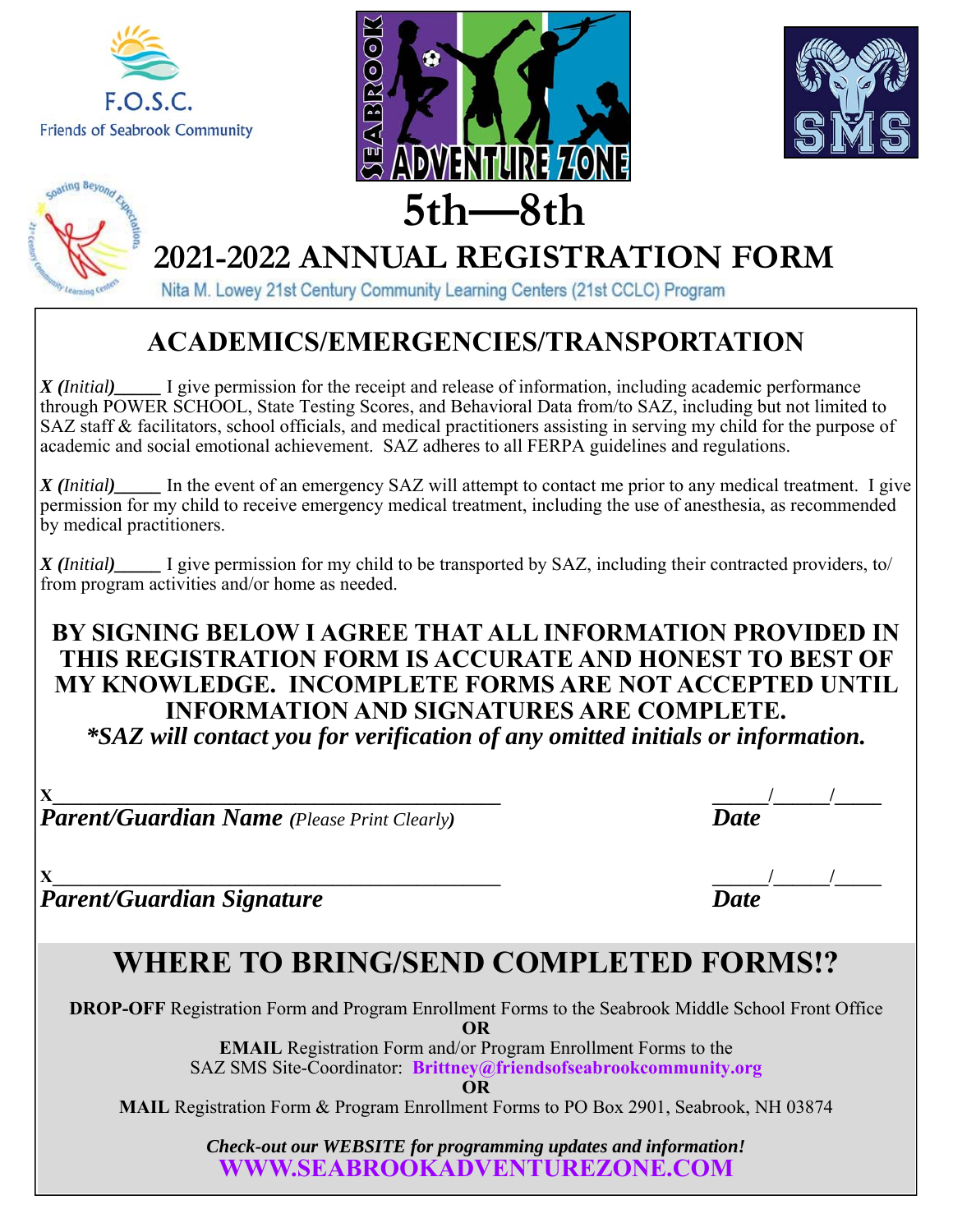F.O.S.C.
Friends of Seabrook Community

SEABROOK ADVENTURE ZONE

SMS

Soaring Beyond Expectations
21st Century Community Learning Centers

# 5th—8th

# 2021-2022 ANNUAL REGISTRATION FORM

Nita M. Lowey 21st Century Community Learning Centers (21st CCLC) Program

## ACADEMICS/EMERGENCIES/TRANSPORTATION

***X (Initial)_____*** I give permission for the receipt and release of information, including academic performance through POWER SCHOOL, State Testing Scores, and Behavioral Data from/to SAZ, including but not limited to SAZ staff & facilitators, school officials, and medical practitioners assisting in serving my child for the purpose of academic and social emotional achievement. SAZ adheres to all FERPA guidelines and regulations.

***X (Initial)_____*** In the event of an emergency SAZ will attempt to contact me prior to any medical treatment. I give permission for my child to receive emergency medical treatment, including the use of anesthesia, as recommended by medical practitioners.

***X (Initial)_____*** I give permission for my child to be transported by SAZ, including their contracted providers, to/from program activities and/or home as needed.

**BY SIGNING BELOW I AGREE THAT ALL INFORMATION PROVIDED IN THIS REGISTRATION FORM IS ACCURATE AND HONEST TO BEST OF MY KNOWLEDGE. INCOMPLETE FORMS ARE NOT ACCEPTED UNTIL INFORMATION AND SIGNATURES ARE COMPLETE.**

***\*SAZ will contact you for verification of any omitted initials or information.***

**X**_____________________________________________ _____/_____/_____

***Parent/Guardian Name*** *(Please Print Clearly)* ***Date***

**X**_____________________________________________ _____/_____/_____

***Parent/Guardian Signature*** ***Date***

## WHERE TO BRING/SEND COMPLETED FORMS!?

**DROP-OFF** Registration Form and Program Enrollment Forms to the Seabrook Middle School Front Office

**OR**

**EMAIL** Registration Form and/or Program Enrollment Forms to the SAZ SMS Site-Coordinator: **Brittney@friendsofseabrookcommunity.org**

**OR**

**MAIL** Registration Form & Program Enrollment Forms to PO Box 2901, Seabrook, NH 03874

***Check-out our WEBSITE for programming updates and information!***

**WWW.SEABROOKADVENTUREZONE.COM**